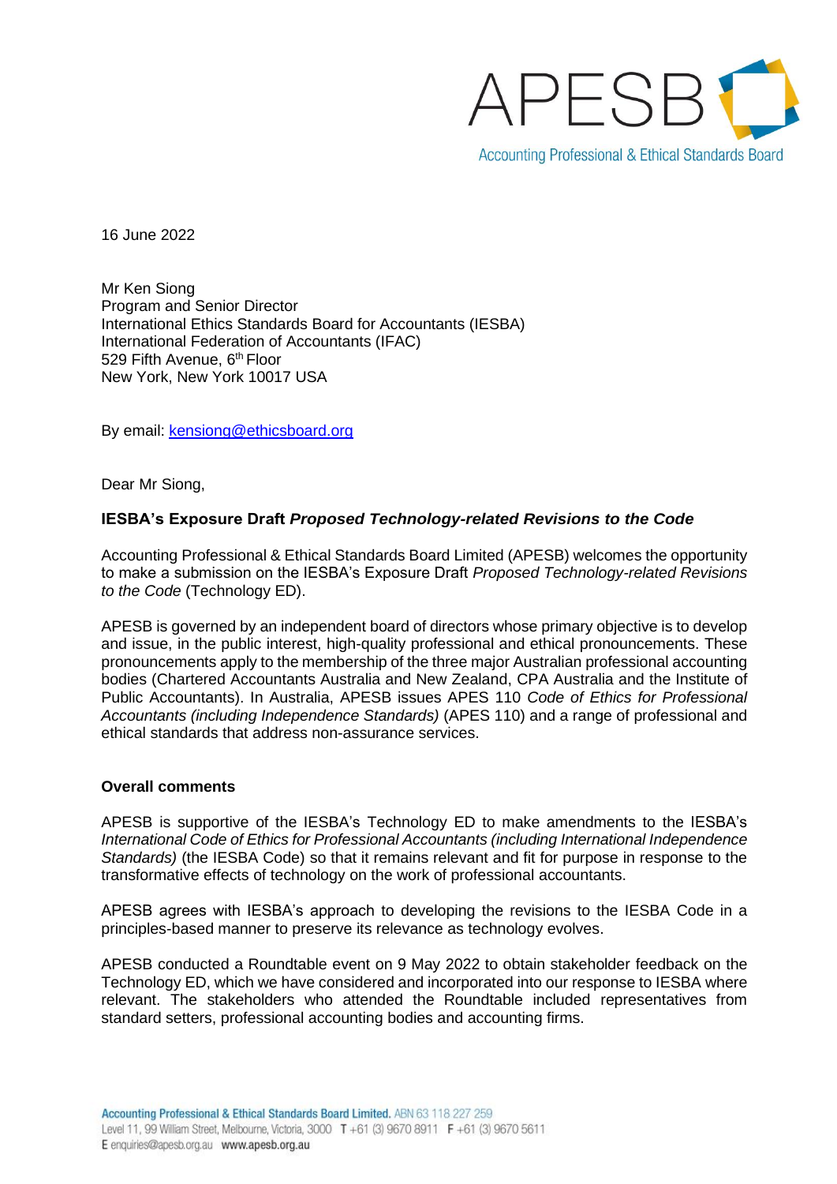APESB

Accounting Professional & Ethical Standards Board

16 June 2022

Mr Ken Siong
Program and Senior Director
International Ethics Standards Board for Accountants (IESBA)
International Federation of Accountants (IFAC)
529 Fifth Avenue, 6th Floor
New York, New York 10017 USA

By email: kensiong@ethicsboard.org

Dear Mr Siong,

**IESBA's Exposure Draft *Proposed Technology-related Revisions to the Code***

Accounting Professional & Ethical Standards Board Limited (APESB) welcomes the opportunity to make a submission on the IESBA's Exposure Draft *Proposed Technology-related Revisions to the Code* (Technology ED).

APESB is governed by an independent board of directors whose primary objective is to develop and issue, in the public interest, high-quality professional and ethical pronouncements. These pronouncements apply to the membership of the three major Australian professional accounting bodies (Chartered Accountants Australia and New Zealand, CPA Australia and the Institute of Public Accountants). In Australia, APESB issues APES 110 *Code of Ethics for Professional Accountants (including Independence Standards)* (APES 110) and a range of professional and ethical standards that address non-assurance services.

**Overall comments**

APESB is supportive of the IESBA's Technology ED to make amendments to the IESBA's *International Code of Ethics for Professional Accountants (including International Independence Standards)* (the IESBA Code) so that it remains relevant and fit for purpose in response to the transformative effects of technology on the work of professional accountants.

APESB agrees with IESBA's approach to developing the revisions to the IESBA Code in a principles-based manner to preserve its relevance as technology evolves.

APESB conducted a Roundtable event on 9 May 2022 to obtain stakeholder feedback on the Technology ED, which we have considered and incorporated into our response to IESBA where relevant. The stakeholders who attended the Roundtable included representatives from standard setters, professional accounting bodies and accounting firms.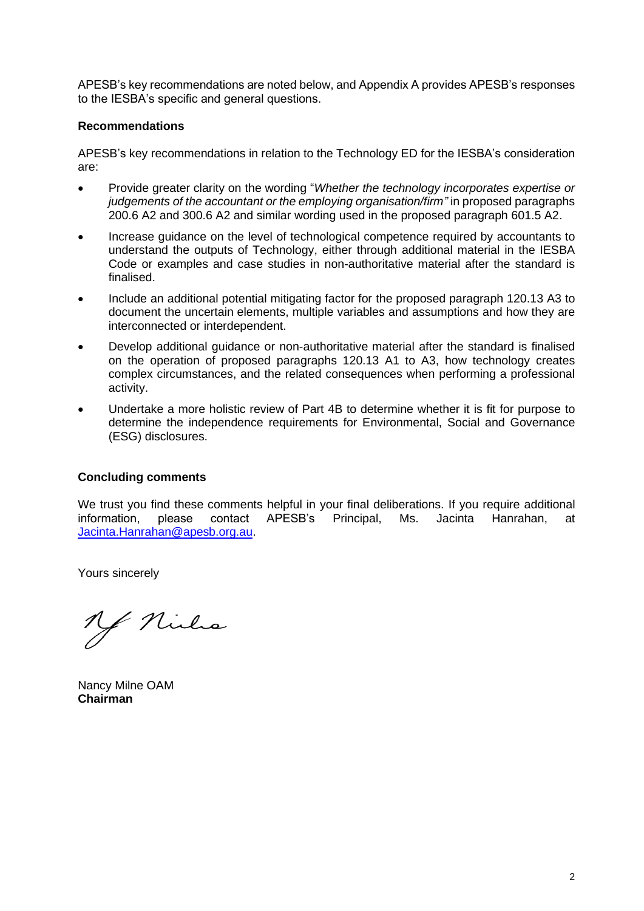APESB's key recommendations are noted below, and Appendix A provides APESB's responses to the IESBA's specific and general questions.

**Recommendations**

APESB's key recommendations in relation to the Technology ED for the IESBA's consideration are:

- Provide greater clarity on the wording "*Whether the technology incorporates expertise or judgements of the accountant or the employing organisation/firm"* in proposed paragraphs 200.6 A2 and 300.6 A2 and similar wording used in the proposed paragraph 601.5 A2.
- Increase guidance on the level of technological competence required by accountants to understand the outputs of Technology, either through additional material in the IESBA Code or examples and case studies in non-authoritative material after the standard is finalised.
- Include an additional potential mitigating factor for the proposed paragraph 120.13 A3 to document the uncertain elements, multiple variables and assumptions and how they are interconnected or interdependent.
- Develop additional guidance or non-authoritative material after the standard is finalised on the operation of proposed paragraphs 120.13 A1 to A3, how technology creates complex circumstances, and the related consequences when performing a professional activity.
- Undertake a more holistic review of Part 4B to determine whether it is fit for purpose to determine the independence requirements for Environmental, Social and Governance (ESG) disclosures.

**Concluding comments**

We trust you find these comments helpful in your final deliberations. If you require additional information, please contact APESB's Principal, Ms. Jacinta Hanrahan, at Jacinta.Hanrahan@apesb.org.au.

Yours sincerely

Nancy Milne OAM
**Chairman**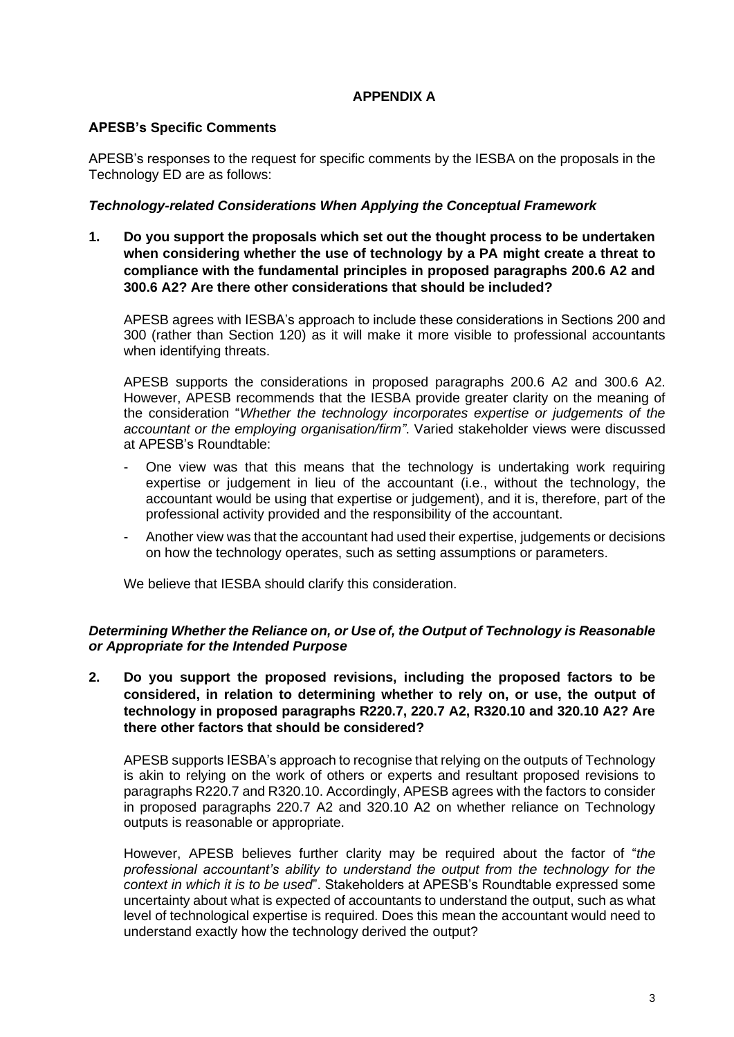**APPENDIX A**

**APESB's Specific Comments**

APESB's responses to the request for specific comments by the IESBA on the proposals in the Technology ED are as follows:

***Technology-related Considerations When Applying the Conceptual Framework***

**1. Do you support the proposals which set out the thought process to be undertaken when considering whether the use of technology by a PA might create a threat to compliance with the fundamental principles in proposed paragraphs 200.6 A2 and 300.6 A2? Are there other considerations that should be included?**

APESB agrees with IESBA's approach to include these considerations in Sections 200 and 300 (rather than Section 120) as it will make it more visible to professional accountants when identifying threats.

APESB supports the considerations in proposed paragraphs 200.6 A2 and 300.6 A2. However, APESB recommends that the IESBA provide greater clarity on the meaning of the consideration "*Whether the technology incorporates expertise or judgements of the accountant or the employing organisation/firm"*. Varied stakeholder views were discussed at APESB's Roundtable:

- One view was that this means that the technology is undertaking work requiring expertise or judgement in lieu of the accountant (i.e., without the technology, the accountant would be using that expertise or judgement), and it is, therefore, part of the professional activity provided and the responsibility of the accountant.
- Another view was that the accountant had used their expertise, judgements or decisions on how the technology operates, such as setting assumptions or parameters.

We believe that IESBA should clarify this consideration.

***Determining Whether the Reliance on, or Use of, the Output of Technology is Reasonable or Appropriate for the Intended Purpose***

**2. Do you support the proposed revisions, including the proposed factors to be considered, in relation to determining whether to rely on, or use, the output of technology in proposed paragraphs R220.7, 220.7 A2, R320.10 and 320.10 A2? Are there other factors that should be considered?**

APESB supports IESBA's approach to recognise that relying on the outputs of Technology is akin to relying on the work of others or experts and resultant proposed revisions to paragraphs R220.7 and R320.10. Accordingly, APESB agrees with the factors to consider in proposed paragraphs 220.7 A2 and 320.10 A2 on whether reliance on Technology outputs is reasonable or appropriate.

However, APESB believes further clarity may be required about the factor of "*the professional accountant's ability to understand the output from the technology for the context in which it is to be used*". Stakeholders at APESB's Roundtable expressed some uncertainty about what is expected of accountants to understand the output, such as what level of technological expertise is required. Does this mean the accountant would need to understand exactly how the technology derived the output?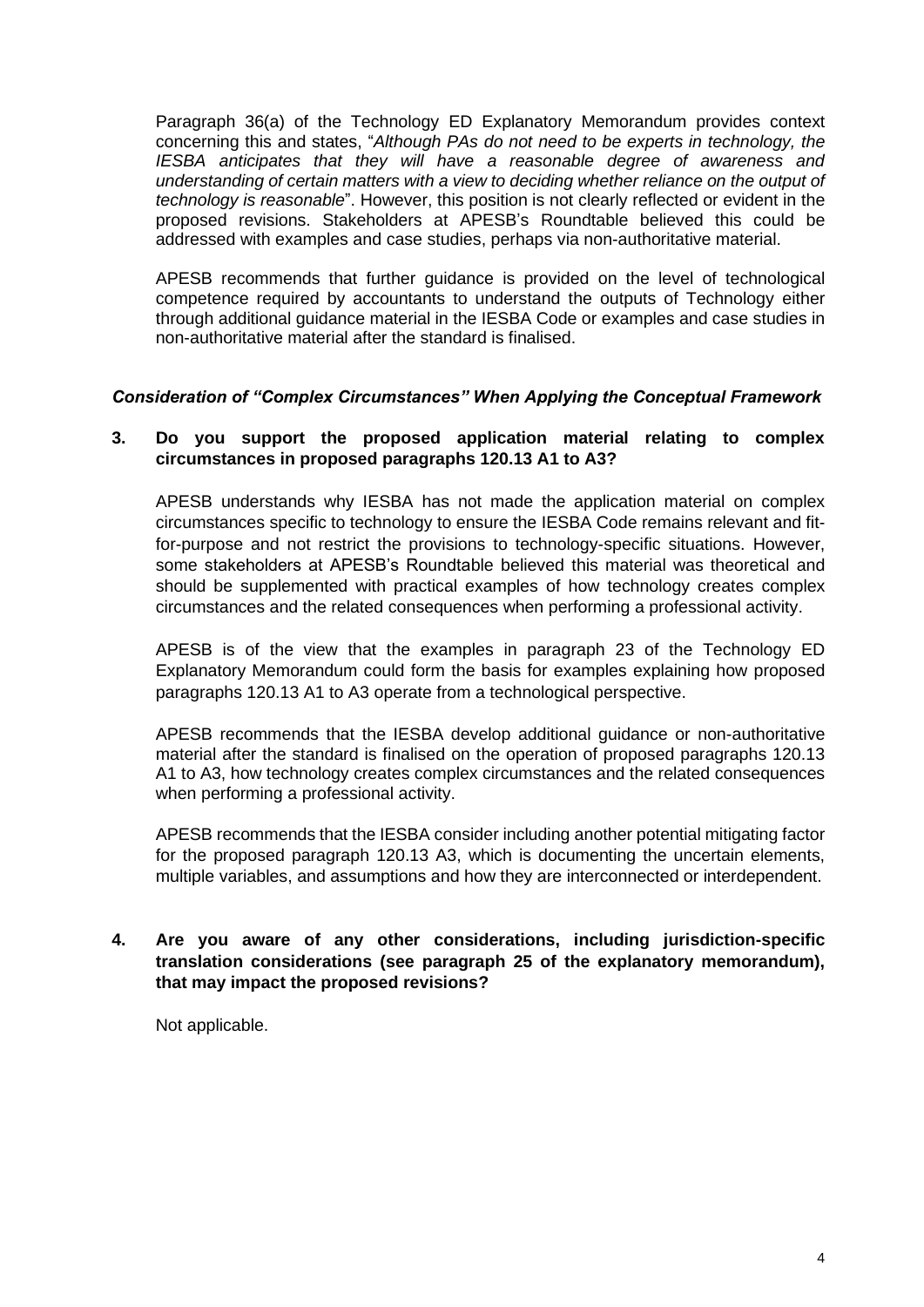Paragraph 36(a) of the Technology ED Explanatory Memorandum provides context concerning this and states, "*Although PAs do not need to be experts in technology, the IESBA anticipates that they will have a reasonable degree of awareness and understanding of certain matters with a view to deciding whether reliance on the output of technology is reasonable*". However, this position is not clearly reflected or evident in the proposed revisions. Stakeholders at APESB's Roundtable believed this could be addressed with examples and case studies, perhaps via non-authoritative material.

APESB recommends that further guidance is provided on the level of technological competence required by accountants to understand the outputs of Technology either through additional guidance material in the IESBA Code or examples and case studies in non-authoritative material after the standard is finalised.

### *Consideration of "Complex Circumstances" When Applying the Conceptual Framework*

**3. Do you support the proposed application material relating to complex circumstances in proposed paragraphs 120.13 A1 to A3?**

APESB understands why IESBA has not made the application material on complex circumstances specific to technology to ensure the IESBA Code remains relevant and fit-for-purpose and not restrict the provisions to technology-specific situations. However, some stakeholders at APESB's Roundtable believed this material was theoretical and should be supplemented with practical examples of how technology creates complex circumstances and the related consequences when performing a professional activity.

APESB is of the view that the examples in paragraph 23 of the Technology ED Explanatory Memorandum could form the basis for examples explaining how proposed paragraphs 120.13 A1 to A3 operate from a technological perspective.

APESB recommends that the IESBA develop additional guidance or non-authoritative material after the standard is finalised on the operation of proposed paragraphs 120.13 A1 to A3, how technology creates complex circumstances and the related consequences when performing a professional activity.

APESB recommends that the IESBA consider including another potential mitigating factor for the proposed paragraph 120.13 A3, which is documenting the uncertain elements, multiple variables, and assumptions and how they are interconnected or interdependent.

**4. Are you aware of any other considerations, including jurisdiction-specific translation considerations (see paragraph 25 of the explanatory memorandum), that may impact the proposed revisions?**

Not applicable.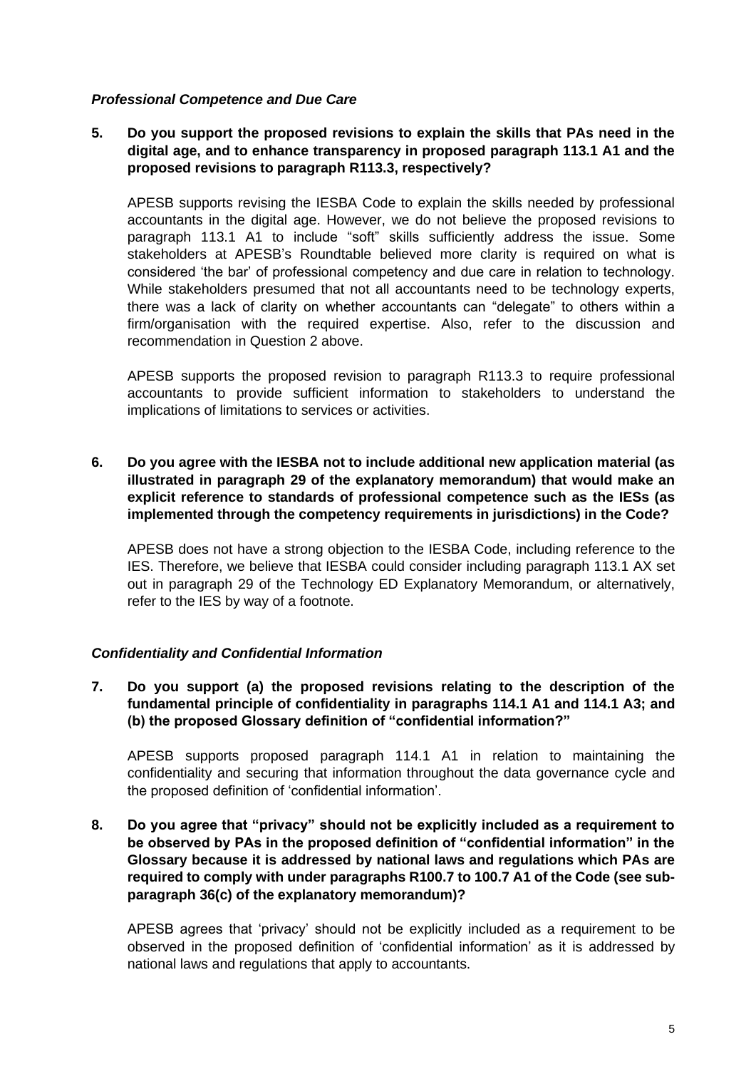### *Professional Competence and Due Care*

**5. Do you support the proposed revisions to explain the skills that PAs need in the digital age, and to enhance transparency in proposed paragraph 113.1 A1 and the proposed revisions to paragraph R113.3, respectively?**

APESB supports revising the IESBA Code to explain the skills needed by professional accountants in the digital age. However, we do not believe the proposed revisions to paragraph 113.1 A1 to include "soft" skills sufficiently address the issue. Some stakeholders at APESB's Roundtable believed more clarity is required on what is considered 'the bar' of professional competency and due care in relation to technology. While stakeholders presumed that not all accountants need to be technology experts, there was a lack of clarity on whether accountants can "delegate" to others within a firm/organisation with the required expertise. Also, refer to the discussion and recommendation in Question 2 above.

APESB supports the proposed revision to paragraph R113.3 to require professional accountants to provide sufficient information to stakeholders to understand the implications of limitations to services or activities.

**6. Do you agree with the IESBA not to include additional new application material (as illustrated in paragraph 29 of the explanatory memorandum) that would make an explicit reference to standards of professional competence such as the IESs (as implemented through the competency requirements in jurisdictions) in the Code?**

APESB does not have a strong objection to the IESBA Code, including reference to the IES. Therefore, we believe that IESBA could consider including paragraph 113.1 AX set out in paragraph 29 of the Technology ED Explanatory Memorandum, or alternatively, refer to the IES by way of a footnote.

### *Confidentiality and Confidential Information*

**7. Do you support (a) the proposed revisions relating to the description of the fundamental principle of confidentiality in paragraphs 114.1 A1 and 114.1 A3; and (b) the proposed Glossary definition of "confidential information?"**

APESB supports proposed paragraph 114.1 A1 in relation to maintaining the confidentiality and securing that information throughout the data governance cycle and the proposed definition of 'confidential information'.

**8. Do you agree that "privacy" should not be explicitly included as a requirement to be observed by PAs in the proposed definition of "confidential information" in the Glossary because it is addressed by national laws and regulations which PAs are required to comply with under paragraphs R100.7 to 100.7 A1 of the Code (see sub-paragraph 36(c) of the explanatory memorandum)?**

APESB agrees that 'privacy' should not be explicitly included as a requirement to be observed in the proposed definition of 'confidential information' as it is addressed by national laws and regulations that apply to accountants.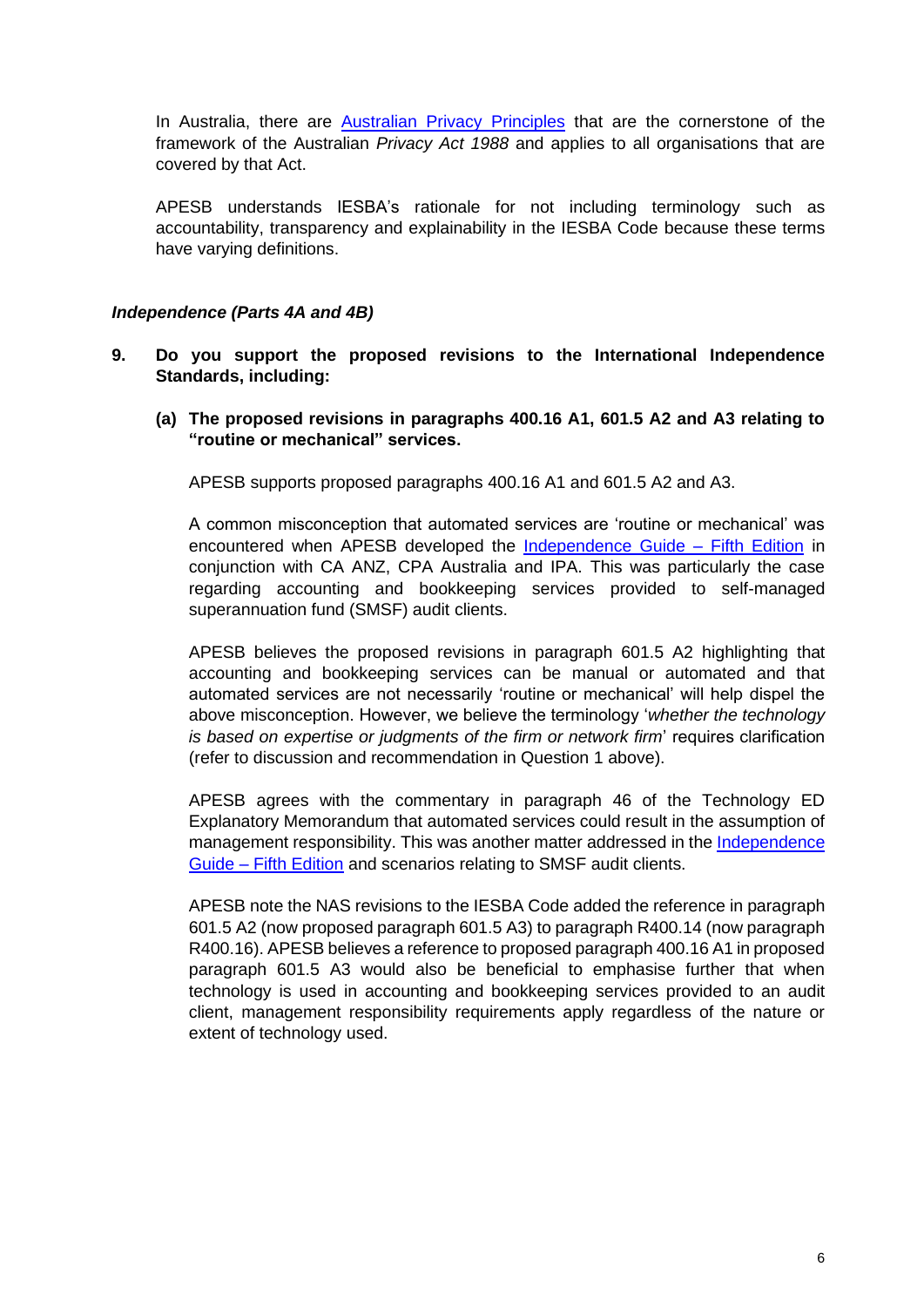In Australia, there are [Australian Privacy Principles] that are the cornerstone of the framework of the Australian *Privacy Act 1988* and applies to all organisations that are covered by that Act.

APESB understands IESBA's rationale for not including terminology such as accountability, transparency and explainability in the IESBA Code because these terms have varying definitions.

***Independence (Parts 4A and 4B)***

**9. Do you support the proposed revisions to the International Independence Standards, including:**

**(a) The proposed revisions in paragraphs 400.16 A1, 601.5 A2 and A3 relating to "routine or mechanical" services.**

APESB supports proposed paragraphs 400.16 A1 and 601.5 A2 and A3.

A common misconception that automated services are 'routine or mechanical' was encountered when APESB developed the [Independence Guide – Fifth Edition] in conjunction with CA ANZ, CPA Australia and IPA. This was particularly the case regarding accounting and bookkeeping services provided to self-managed superannuation fund (SMSF) audit clients.

APESB believes the proposed revisions in paragraph 601.5 A2 highlighting that accounting and bookkeeping services can be manual or automated and that automated services are not necessarily 'routine or mechanical' will help dispel the above misconception. However, we believe the terminology '*whether the technology is based on expertise or judgments of the firm or network firm*' requires clarification (refer to discussion and recommendation in Question 1 above).

APESB agrees with the commentary in paragraph 46 of the Technology ED Explanatory Memorandum that automated services could result in the assumption of management responsibility. This was another matter addressed in the [Independence Guide – Fifth Edition] and scenarios relating to SMSF audit clients.

APESB note the NAS revisions to the IESBA Code added the reference in paragraph 601.5 A2 (now proposed paragraph 601.5 A3) to paragraph R400.14 (now paragraph R400.16). APESB believes a reference to proposed paragraph 400.16 A1 in proposed paragraph 601.5 A3 would also be beneficial to emphasise further that when technology is used in accounting and bookkeeping services provided to an audit client, management responsibility requirements apply regardless of the nature or extent of technology used.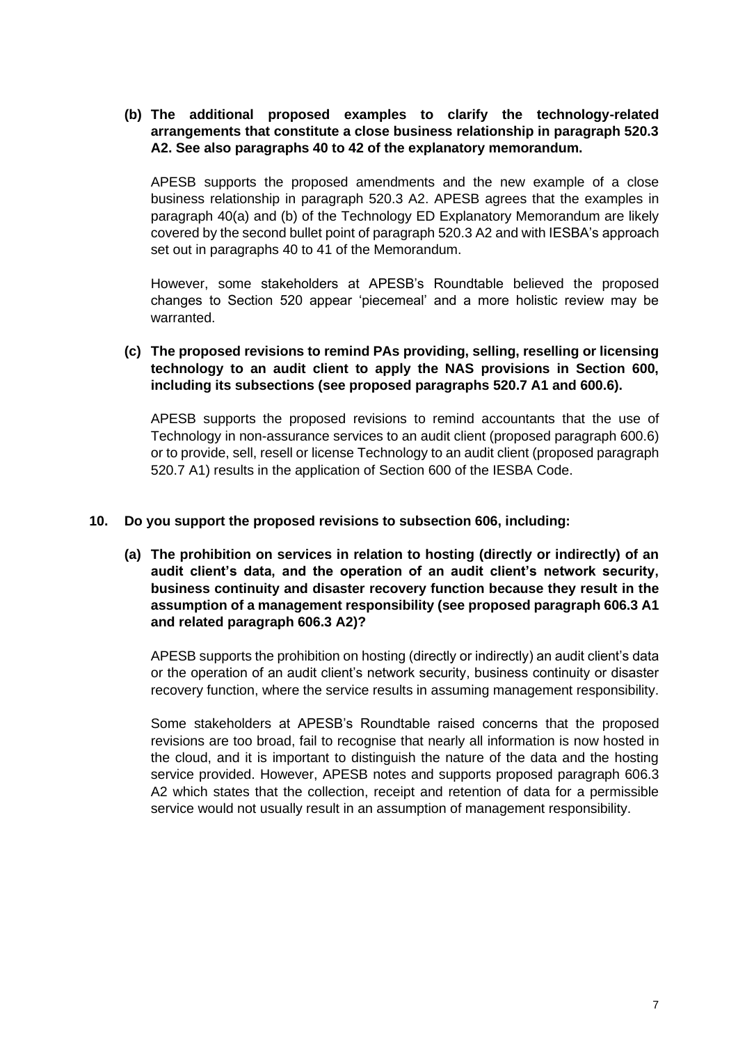**(b) The additional proposed examples to clarify the technology-related arrangements that constitute a close business relationship in paragraph 520.3 A2. See also paragraphs 40 to 42 of the explanatory memorandum.**

APESB supports the proposed amendments and the new example of a close business relationship in paragraph 520.3 A2. APESB agrees that the examples in paragraph 40(a) and (b) of the Technology ED Explanatory Memorandum are likely covered by the second bullet point of paragraph 520.3 A2 and with IESBA's approach set out in paragraphs 40 to 41 of the Memorandum.

However, some stakeholders at APESB's Roundtable believed the proposed changes to Section 520 appear 'piecemeal' and a more holistic review may be warranted.

**(c) The proposed revisions to remind PAs providing, selling, reselling or licensing technology to an audit client to apply the NAS provisions in Section 600, including its subsections (see proposed paragraphs 520.7 A1 and 600.6).**

APESB supports the proposed revisions to remind accountants that the use of Technology in non-assurance services to an audit client (proposed paragraph 600.6) or to provide, sell, resell or license Technology to an audit client (proposed paragraph 520.7 A1) results in the application of Section 600 of the IESBA Code.

**10. Do you support the proposed revisions to subsection 606, including:**

**(a) The prohibition on services in relation to hosting (directly or indirectly) of an audit client's data, and the operation of an audit client's network security, business continuity and disaster recovery function because they result in the assumption of a management responsibility (see proposed paragraph 606.3 A1 and related paragraph 606.3 A2)?**

APESB supports the prohibition on hosting (directly or indirectly) an audit client's data or the operation of an audit client's network security, business continuity or disaster recovery function, where the service results in assuming management responsibility.

Some stakeholders at APESB's Roundtable raised concerns that the proposed revisions are too broad, fail to recognise that nearly all information is now hosted in the cloud, and it is important to distinguish the nature of the data and the hosting service provided. However, APESB notes and supports proposed paragraph 606.3 A2 which states that the collection, receipt and retention of data for a permissible service would not usually result in an assumption of management responsibility.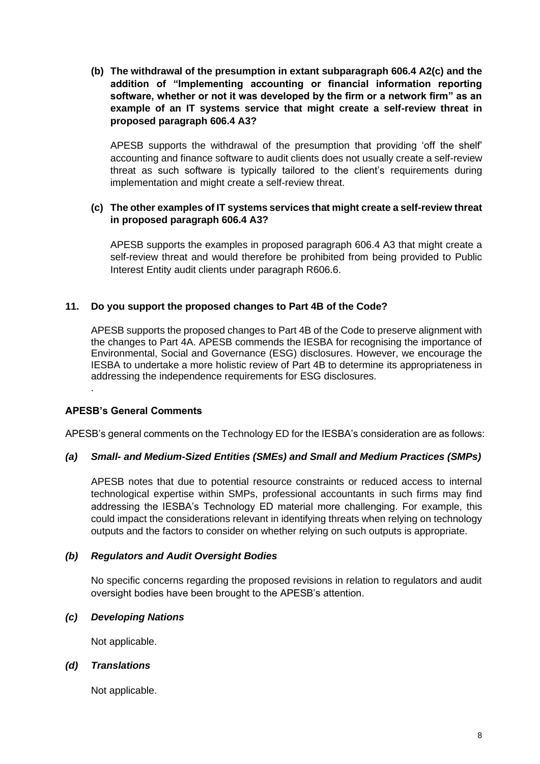**(b) The withdrawal of the presumption in extant subparagraph 606.4 A2(c) and the addition of "Implementing accounting or financial information reporting software, whether or not it was developed by the firm or a network firm" as an example of an IT systems service that might create a self-review threat in proposed paragraph 606.4 A3?**

APESB supports the withdrawal of the presumption that providing 'off the shelf' accounting and finance software to audit clients does not usually create a self-review threat as such software is typically tailored to the client's requirements during implementation and might create a self-review threat.

**(c) The other examples of IT systems services that might create a self-review threat in proposed paragraph 606.4 A3?**

APESB supports the examples in proposed paragraph 606.4 A3 that might create a self-review threat and would therefore be prohibited from being provided to Public Interest Entity audit clients under paragraph R606.6.

**11. Do you support the proposed changes to Part 4B of the Code?**

APESB supports the proposed changes to Part 4B of the Code to preserve alignment with the changes to Part 4A. APESB commends the IESBA for recognising the importance of Environmental, Social and Governance (ESG) disclosures. However, we encourage the IESBA to undertake a more holistic review of Part 4B to determine its appropriateness in addressing the independence requirements for ESG disclosures.

.

**APESB's General Comments**

APESB's general comments on the Technology ED for the IESBA's consideration are as follows:

***(a) Small- and Medium-Sized Entities (SMEs) and Small and Medium Practices (SMPs)***

APESB notes that due to potential resource constraints or reduced access to internal technological expertise within SMPs, professional accountants in such firms may find addressing the IESBA's Technology ED material more challenging. For example, this could impact the considerations relevant in identifying threats when relying on technology outputs and the factors to consider on whether relying on such outputs is appropriate.

***(b) Regulators and Audit Oversight Bodies***

No specific concerns regarding the proposed revisions in relation to regulators and audit oversight bodies have been brought to the APESB's attention.

***(c) Developing Nations***

Not applicable.

***(d) Translations***

Not applicable.